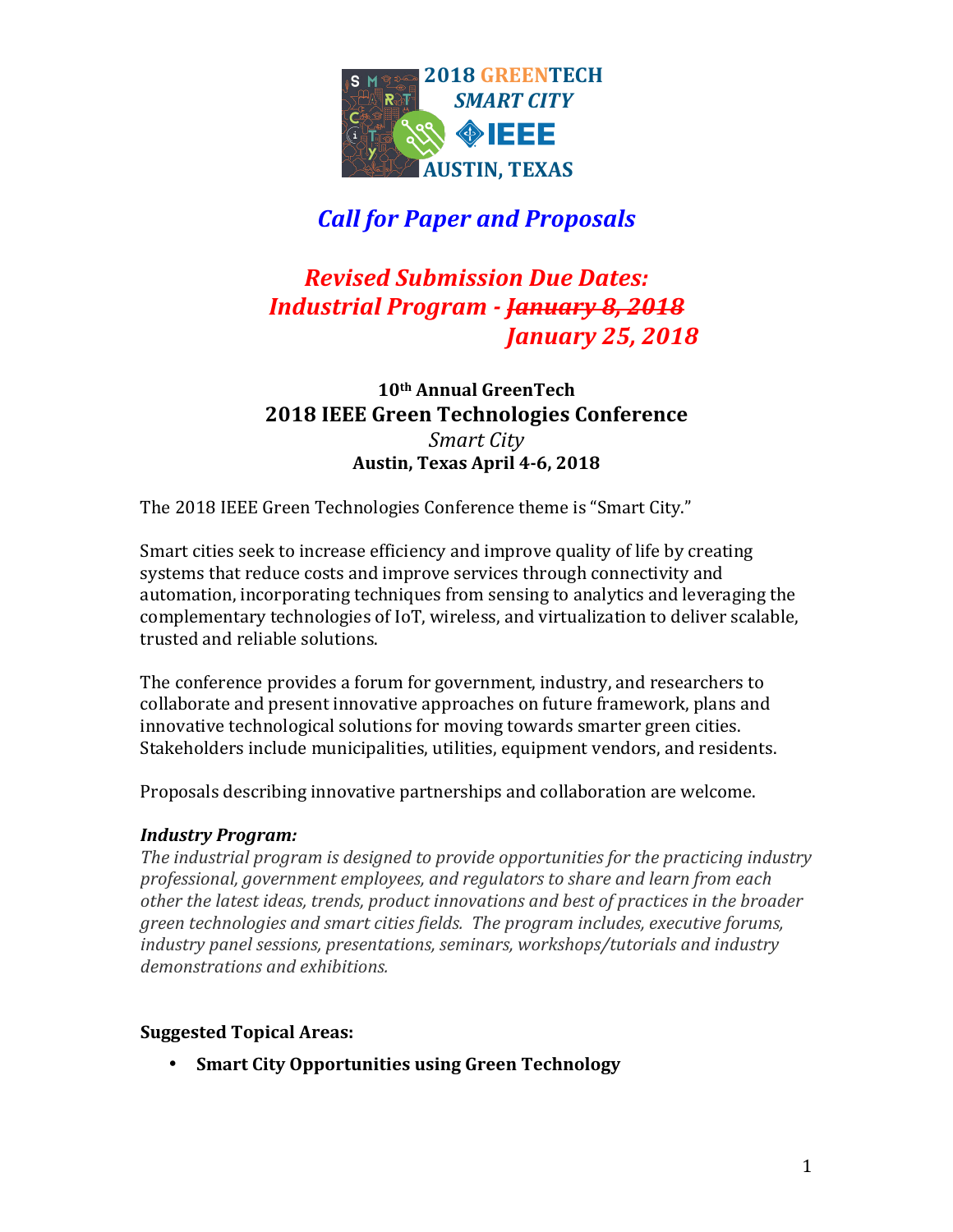2018 GREENTECH
*SMART CITY*
IEEE
AUSTIN, TEXAS

# *Call for Paper and Proposals*

## *Revised Submission Due Dates:*
## *Industrial Program - ~~January 8, 2018~~*
## *January 25, 2018*

**10th Annual GreenTech**

### 2018 IEEE Green Technologies Conference

*Smart City*

**Austin, Texas April 4-6, 2018**

The 2018 IEEE Green Technologies Conference theme is "Smart City."

Smart cities seek to increase efficiency and improve quality of life by creating systems that reduce costs and improve services through connectivity and automation, incorporating techniques from sensing to analytics and leveraging the complementary technologies of IoT, wireless, and virtualization to deliver scalable, trusted and reliable solutions.

The conference provides a forum for government, industry, and researchers to collaborate and present innovative approaches on future framework, plans and innovative technological solutions for moving towards smarter green cities. Stakeholders include municipalities, utilities, equipment vendors, and residents.

Proposals describing innovative partnerships and collaboration are welcome.

***Industry Program:***

*The industrial program is designed to provide opportunities for the practicing industry professional, government employees, and regulators to share and learn from each other the latest ideas, trends, product innovations and best of practices in the broader green technologies and smart cities fields. The program includes, executive forums, industry panel sessions, presentations, seminars, workshops/tutorials and industry demonstrations and exhibitions.*

**Suggested Topical Areas:**

- **Smart City Opportunities using Green Technology**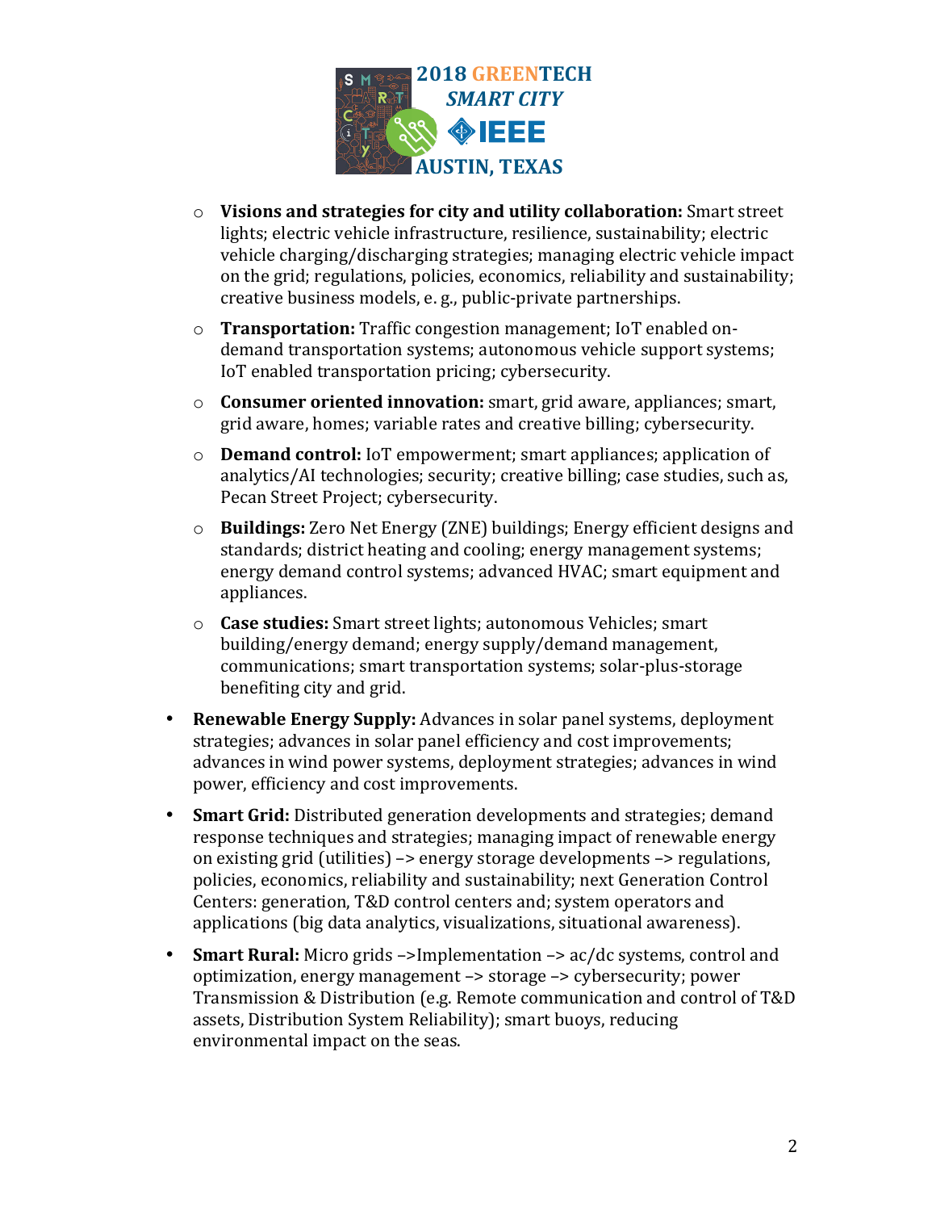- **Visions and strategies for city and utility collaboration:** Smart street lights; electric vehicle infrastructure, resilience, sustainability; electric vehicle charging/discharging strategies; managing electric vehicle impact on the grid; regulations, policies, economics, reliability and sustainability; creative business models, e. g., public-private partnerships.
- **Transportation:** Traffic congestion management; IoT enabled on-demand transportation systems; autonomous vehicle support systems; IoT enabled transportation pricing; cybersecurity.
- **Consumer oriented innovation:** smart, grid aware, appliances; smart, grid aware, homes; variable rates and creative billing; cybersecurity.
- **Demand control:** IoT empowerment; smart appliances; application of analytics/AI technologies; security; creative billing; case studies, such as, Pecan Street Project; cybersecurity.
- **Buildings:** Zero Net Energy (ZNE) buildings; Energy efficient designs and standards; district heating and cooling; energy management systems; energy demand control systems; advanced HVAC; smart equipment and appliances.
- **Case studies:** Smart street lights; autonomous Vehicles; smart building/energy demand; energy supply/demand management, communications; smart transportation systems; solar-plus-storage benefiting city and grid.

- **Renewable Energy Supply:** Advances in solar panel systems, deployment strategies; advances in solar panel efficiency and cost improvements; advances in wind power systems, deployment strategies; advances in wind power, efficiency and cost improvements.
- **Smart Grid:** Distributed generation developments and strategies; demand response techniques and strategies; managing impact of renewable energy on existing grid (utilities) –> energy storage developments –> regulations, policies, economics, reliability and sustainability; next Generation Control Centers: generation, T&D control centers and; system operators and applications (big data analytics, visualizations, situational awareness).
- **Smart Rural:** Micro grids –>Implementation –> ac/dc systems, control and optimization, energy management –> storage –> cybersecurity; power Transmission & Distribution (e.g. Remote communication and control of T&D assets, Distribution System Reliability); smart buoys, reducing environmental impact on the seas.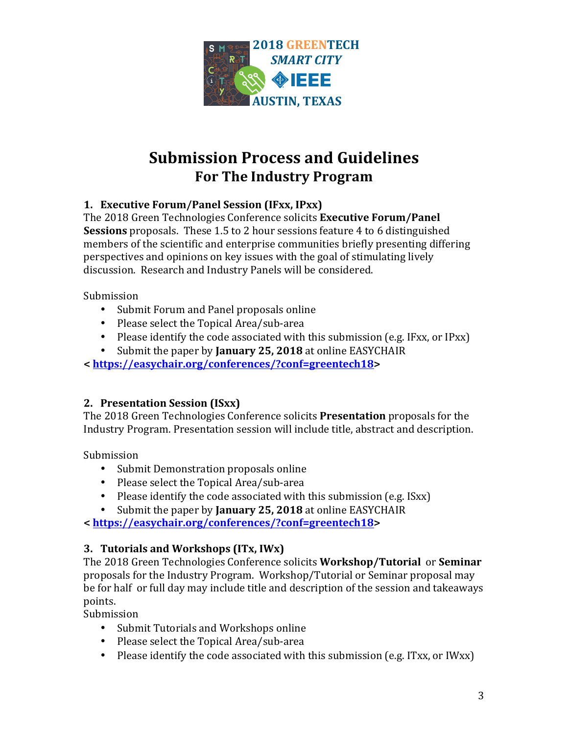**2018 GREENTECH**
***SMART CITY***
**IEEE**
**AUSTIN, TEXAS**

# Submission Process and Guidelines
## For The Industry Program

### 1. Executive Forum/Panel Session (IFxx, IPxx)

The 2018 Green Technologies Conference solicits **Executive Forum/Panel Sessions** proposals. These 1.5 to 2 hour sessions feature 4 to 6 distinguished members of the scientific and enterprise communities briefly presenting differing perspectives and opinions on key issues with the goal of stimulating lively discussion. Research and Industry Panels will be considered.

Submission

- Submit Forum and Panel proposals online
- Please select the Topical Area/sub-area
- Please identify the code associated with this submission (e.g. IFxx, or IPxx)
- Submit the paper by **January 25, 2018** at online EASYCHAIR

**< [https://easychair.org/conferences/?conf=greentech18](https://easychair.org/conferences/?conf=greentech18)>**

### 2. Presentation Session (ISxx)

The 2018 Green Technologies Conference solicits **Presentation** proposals for the Industry Program. Presentation session will include title, abstract and description.

Submission

- Submit Demonstration proposals online
- Please select the Topical Area/sub-area
- Please identify the code associated with this submission (e.g. ISxx)
- Submit the paper by **January 25, 2018** at online EASYCHAIR

**< [https://easychair.org/conferences/?conf=greentech18](https://easychair.org/conferences/?conf=greentech18)>**

### 3. Tutorials and Workshops (ITx, IWx)

The 2018 Green Technologies Conference solicits **Workshop/Tutorial** or **Seminar** proposals for the Industry Program. Workshop/Tutorial or Seminar proposal may be for half or full day may include title and description of the session and takeaways points.

Submission

- Submit Tutorials and Workshops online
- Please select the Topical Area/sub-area
- Please identify the code associated with this submission (e.g. ITxx, or IWxx)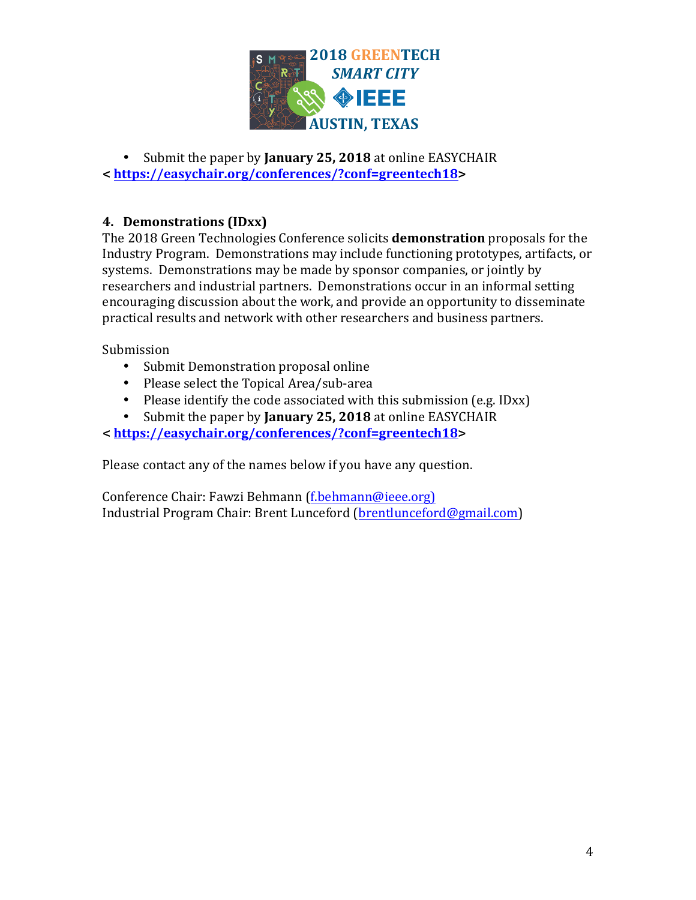- Submit the paper by **January 25, 2018** at online EASYCHAIR

**< [https://easychair.org/conferences/?conf=greentech18](https://easychair.org/conferences/?conf=greentech18)>**

## 4. Demonstrations (IDxx)

The 2018 Green Technologies Conference solicits **demonstration** proposals for the Industry Program. Demonstrations may include functioning prototypes, artifacts, or systems. Demonstrations may be made by sponsor companies, or jointly by researchers and industrial partners. Demonstrations occur in an informal setting encouraging discussion about the work, and provide an opportunity to disseminate practical results and network with other researchers and business partners.

Submission

- Submit Demonstration proposal online
- Please select the Topical Area/sub-area
- Please identify the code associated with this submission (e.g. IDxx)
- Submit the paper by **January 25, 2018** at online EASYCHAIR

**< [https://easychair.org/conferences/?conf=greentech18](https://easychair.org/conferences/?conf=greentech18)>**

Please contact any of the names below if you have any question.

Conference Chair: Fawzi Behmann (f.behmann@ieee.org)
Industrial Program Chair: Brent Lunceford (brentlunceford@gmail.com)